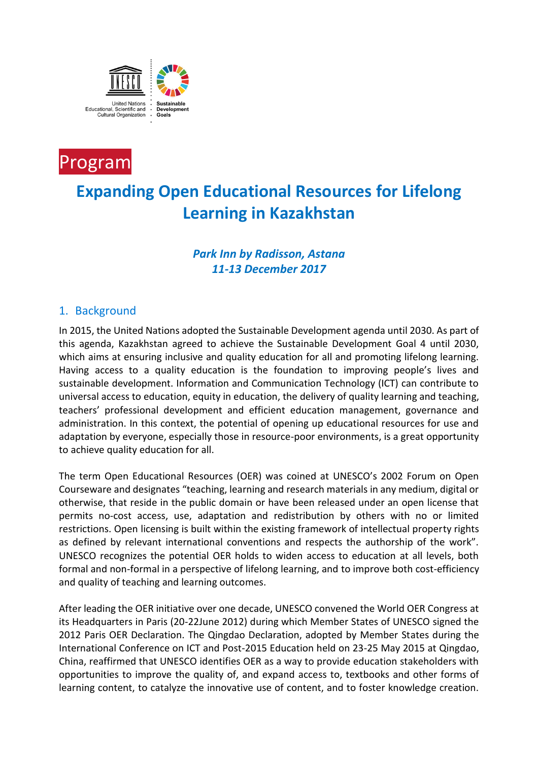United Nations Educational, Scientific and Cultural Organization

Sustainable Development Goals

Program

# Expanding Open Educational Resources for Lifelong Learning in Kazakhstan

***Park Inn by Radisson, Astana***
***11-13 December 2017***

## 1. Background

In 2015, the United Nations adopted the Sustainable Development agenda until 2030. As part of this agenda, Kazakhstan agreed to achieve the Sustainable Development Goal 4 until 2030, which aims at ensuring inclusive and quality education for all and promoting lifelong learning. Having access to a quality education is the foundation to improving people's lives and sustainable development. Information and Communication Technology (ICT) can contribute to universal access to education, equity in education, the delivery of quality learning and teaching, teachers' professional development and efficient education management, governance and administration. In this context, the potential of opening up educational resources for use and adaptation by everyone, especially those in resource-poor environments, is a great opportunity to achieve quality education for all.

The term Open Educational Resources (OER) was coined at UNESCO's 2002 Forum on Open Courseware and designates "teaching, learning and research materials in any medium, digital or otherwise, that reside in the public domain or have been released under an open license that permits no-cost access, use, adaptation and redistribution by others with no or limited restrictions. Open licensing is built within the existing framework of intellectual property rights as defined by relevant international conventions and respects the authorship of the work". UNESCO recognizes the potential OER holds to widen access to education at all levels, both formal and non-formal in a perspective of lifelong learning, and to improve both cost-efficiency and quality of teaching and learning outcomes.

After leading the OER initiative over one decade, UNESCO convened the World OER Congress at its Headquarters in Paris (20-22June 2012) during which Member States of UNESCO signed the 2012 Paris OER Declaration. The Qingdao Declaration, adopted by Member States during the International Conference on ICT and Post-2015 Education held on 23-25 May 2015 at Qingdao, China, reaffirmed that UNESCO identifies OER as a way to provide education stakeholders with opportunities to improve the quality of, and expand access to, textbooks and other forms of learning content, to catalyze the innovative use of content, and to foster knowledge creation.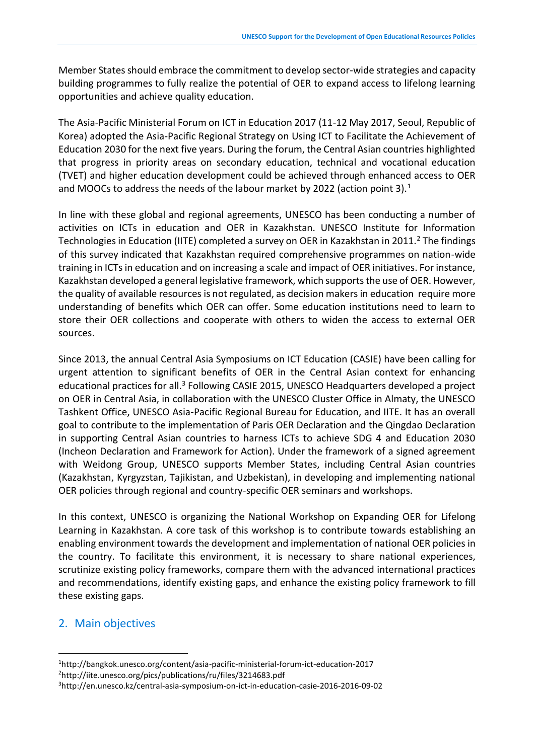Member States should embrace the commitment to develop sector-wide strategies and capacity building programmes to fully realize the potential of OER to expand access to lifelong learning opportunities and achieve quality education.

The Asia-Pacific Ministerial Forum on ICT in Education 2017 (11-12 May 2017, Seoul, Republic of Korea) adopted the Asia-Pacific Regional Strategy on Using ICT to Facilitate the Achievement of Education 2030 for the next five years. During the forum, the Central Asian countries highlighted that progress in priority areas on secondary education, technical and vocational education (TVET) and higher education development could be achieved through enhanced access to OER and MOOCs to address the needs of the labour market by 2022 (action point 3).[1]

In line with these global and regional agreements, UNESCO has been conducting a number of activities on ICTs in education and OER in Kazakhstan. UNESCO Institute for Information Technologies in Education (IITE) completed a survey on OER in Kazakhstan in 2011.[2] The findings of this survey indicated that Kazakhstan required comprehensive programmes on nation-wide training in ICTs in education and on increasing a scale and impact of OER initiatives. For instance, Kazakhstan developed a general legislative framework, which supports the use of OER. However, the quality of available resources is not regulated, as decision makers in education require more understanding of benefits which OER can offer. Some education institutions need to learn to store their OER collections and cooperate with others to widen the access to external OER sources.

Since 2013, the annual Central Asia Symposiums on ICT Education (CASIE) have been calling for urgent attention to significant benefits of OER in the Central Asian context for enhancing educational practices for all.[3] Following CASIE 2015, UNESCO Headquarters developed a project on OER in Central Asia, in collaboration with the UNESCO Cluster Office in Almaty, the UNESCO Tashkent Office, UNESCO Asia-Pacific Regional Bureau for Education, and IITE. It has an overall goal to contribute to the implementation of Paris OER Declaration and the Qingdao Declaration in supporting Central Asian countries to harness ICTs to achieve SDG 4 and Education 2030 (Incheon Declaration and Framework for Action). Under the framework of a signed agreement with Weidong Group, UNESCO supports Member States, including Central Asian countries (Kazakhstan, Kyrgyzstan, Tajikistan, and Uzbekistan), in developing and implementing national OER policies through regional and country-specific OER seminars and workshops.

In this context, UNESCO is organizing the National Workshop on Expanding OER for Lifelong Learning in Kazakhstan. A core task of this workshop is to contribute towards establishing an enabling environment towards the development and implementation of national OER policies in the country. To facilitate this environment, it is necessary to share national experiences, scrutinize existing policy frameworks, compare them with the advanced international practices and recommendations, identify existing gaps, and enhance the existing policy framework to fill these existing gaps.

## 2. Main objectives

---

[1] http://bangkok.unesco.org/content/asia-pacific-ministerial-forum-ict-education-2017

[2] http://iite.unesco.org/pics/publications/ru/files/3214683.pdf

[3] http://en.unesco.kz/central-asia-symposium-on-ict-in-education-casie-2016-2016-09-02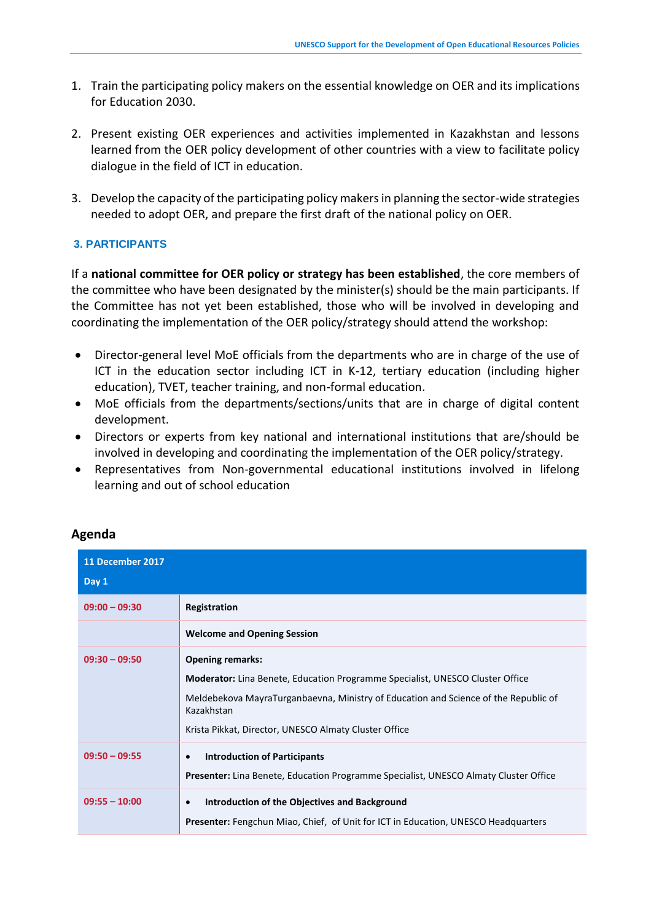1. Train the participating policy makers on the essential knowledge on OER and its implications for Education 2030.

2. Present existing OER experiences and activities implemented in Kazakhstan and lessons learned from the OER policy development of other countries with a view to facilitate policy dialogue in the field of ICT in education.

3. Develop the capacity of the participating policy makers in planning the sector-wide strategies needed to adopt OER, and prepare the first draft of the national policy on OER.

### 3. PARTICIPANTS

If a **national committee for OER policy or strategy has been established**, the core members of the committee who have been designated by the minister(s) should be the main participants. If the Committee has not yet been established, those who will be involved in developing and coordinating the implementation of the OER policy/strategy should attend the workshop:

- Director-general level MoE officials from the departments who are in charge of the use of ICT in the education sector including ICT in K-12, tertiary education (including higher education), TVET, teacher training, and non-formal education.
- MoE officials from the departments/sections/units that are in charge of digital content development.
- Directors or experts from key national and international institutions that are/should be involved in developing and coordinating the implementation of the OER policy/strategy.
- Representatives from Non-governmental educational institutions involved in lifelong learning and out of school education

## Agenda

| **11 December 2017**<br>**Day 1** | |
|---|---|
| **09:00 – 09:30** | **Registration** |
| | **Welcome and Opening Session** |
| **09:30 – 09:50** | **Opening remarks:**<br>**Moderator:** Lina Benete, Education Programme Specialist, UNESCO Cluster Office<br>Meldebekova MayraTurganbaevna, Ministry of Education and Science of the Republic of Kazakhstan<br>Krista Pikkat, Director, UNESCO Almaty Cluster Office |
| **09:50 – 09:55** | • **Introduction of Participants**<br>**Presenter:** Lina Benete, Education Programme Specialist, UNESCO Almaty Cluster Office |
| **09:55 – 10:00** | • **Introduction of the Objectives and Background**<br>**Presenter:** Fengchun Miao, Chief, of Unit for ICT in Education, UNESCO Headquarters |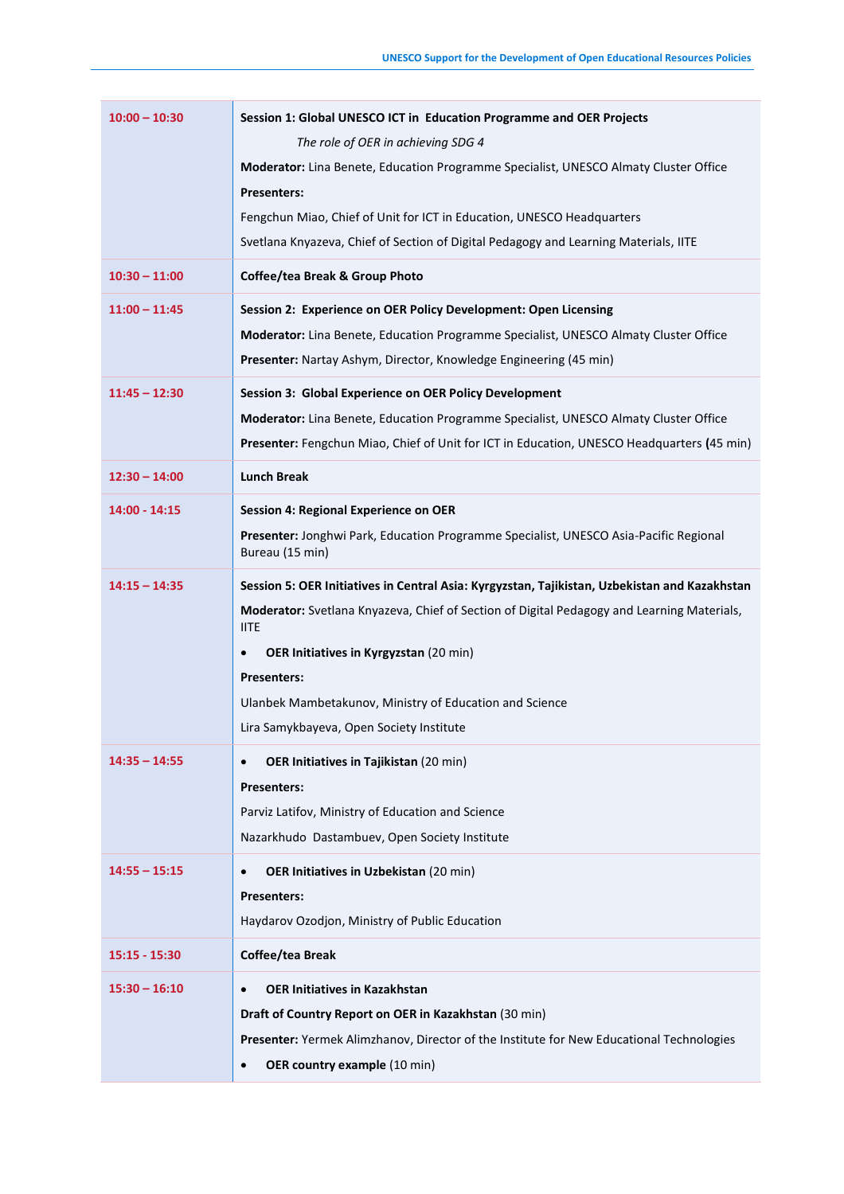| | |
|---|---|
| **10:00 – 10:30** | **Session 1: Global UNESCO ICT in Education Programme and OER Projects**<br>*The role of OER in achieving SDG 4*<br>**Moderator:** Lina Benete, Education Programme Specialist, UNESCO Almaty Cluster Office<br>**Presenters:**<br>Fengchun Miao, Chief of Unit for ICT in Education, UNESCO Headquarters<br>Svetlana Knyazeva, Chief of Section of Digital Pedagogy and Learning Materials, IITE |
| **10:30 – 11:00** | **Coffee/tea Break & Group Photo** |
| **11:00 – 11:45** | **Session 2: Experience on OER Policy Development: Open Licensing**<br>**Moderator:** Lina Benete, Education Programme Specialist, UNESCO Almaty Cluster Office<br>**Presenter:** Nartay Ashym, Director, Knowledge Engineering (45 min) |
| **11:45 – 12:30** | **Session 3: Global Experience on OER Policy Development**<br>**Moderator:** Lina Benete, Education Programme Specialist, UNESCO Almaty Cluster Office<br>**Presenter:** Fengchun Miao, Chief of Unit for ICT in Education, UNESCO Headquarters **(**45 min) |
| **12:30 – 14:00** | **Lunch Break** |
| **14:00 - 14:15** | **Session 4: Regional Experience on OER**<br>**Presenter:** Jonghwi Park, Education Programme Specialist, UNESCO Asia-Pacific Regional Bureau (15 min) |
| **14:15 – 14:35** | **Session 5: OER Initiatives in Central Asia: Kyrgyzstan, Tajikistan, Uzbekistan and Kazakhstan**<br>**Moderator:** Svetlana Knyazeva, Chief of Section of Digital Pedagogy and Learning Materials, IITE<br>• **OER Initiatives in Kyrgyzstan** (20 min)<br>**Presenters:**<br>Ulanbek Mambetakunov, Ministry of Education and Science<br>Lira Samykbayeva, Open Society Institute |
| **14:35 – 14:55** | • **OER Initiatives in Tajikistan** (20 min)<br>**Presenters:**<br>Parviz Latifov, Ministry of Education and Science<br>Nazarkhudo Dastambuev, Open Society Institute |
| **14:55 – 15:15** | • **OER Initiatives in Uzbekistan** (20 min)<br>**Presenters:**<br>Haydarov Ozodjon, Ministry of Public Education |
| **15:15 - 15:30** | **Coffee/tea Break** |
| **15:30 – 16:10** | • **OER Initiatives in Kazakhstan**<br>**Draft of Country Report on OER in Kazakhstan** (30 min)<br>**Presenter:** Yermek Alimzhanov, Director of the Institute for New Educational Technologies<br>• **OER country example** (10 min) |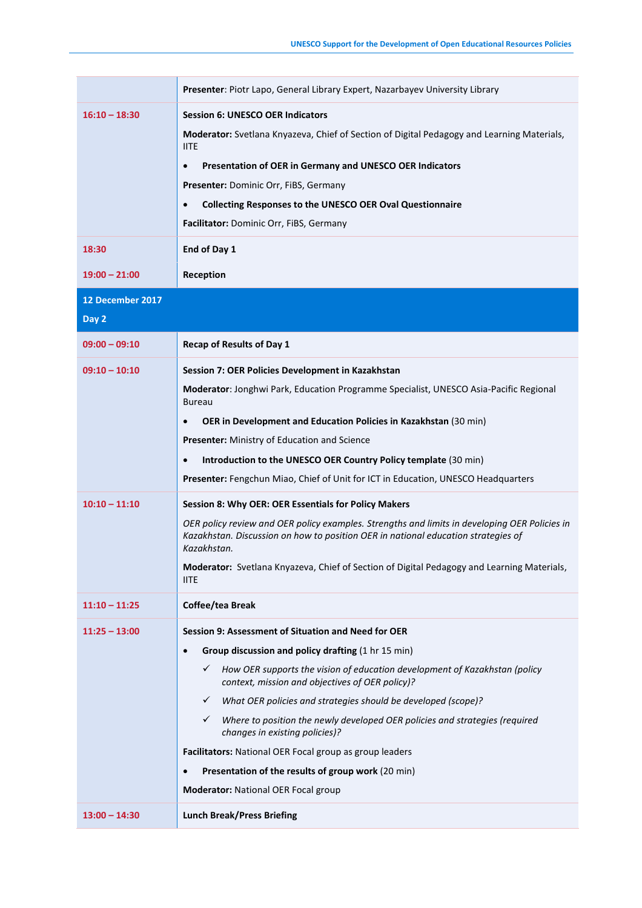| | |
|---|---|
| | **Presenter**: Piotr Lapo, General Library Expert, Nazarbayev University Library |
| **16:10 – 18:30** | **Session 6: UNESCO OER Indicators**<br><br>**Moderator:** Svetlana Knyazeva, Chief of Section of Digital Pedagogy and Learning Materials, IITE<br><br>• **Presentation of OER in Germany and UNESCO OER Indicators**<br><br>**Presenter:** Dominic Orr, FiBS, Germany<br><br>• **Collecting Responses to the UNESCO OER Oval Questionnaire**<br><br>**Facilitator:** Dominic Orr, FiBS, Germany |
| **18:30** | **End of Day 1** |
| **19:00 – 21:00** | **Reception** |
| **12 December 2017**<br><br>**Day 2** | |
| **09:00 – 09:10** | **Recap of Results of Day 1** |
| **09:10 – 10:10** | **Session 7: OER Policies Development in Kazakhstan**<br><br>**Moderator**: Jonghwi Park, Education Programme Specialist, UNESCO Asia-Pacific Regional Bureau<br><br>• **OER in Development and Education Policies in Kazakhstan** (30 min)<br><br>**Presenter:** Ministry of Education and Science<br><br>• **Introduction to the UNESCO OER Country Policy template** (30 min)<br><br>**Presenter:** Fengchun Miao, Chief of Unit for ICT in Education, UNESCO Headquarters |
| **10:10 – 11:10** | **Session 8: Why OER: OER Essentials for Policy Makers**<br><br>*OER policy review and OER policy examples. Strengths and limits in developing OER Policies in Kazakhstan. Discussion on how to position OER in national education strategies of Kazakhstan.*<br><br>**Moderator:** Svetlana Knyazeva, Chief of Section of Digital Pedagogy and Learning Materials, IITE |
| **11:10 – 11:25** | **Coffee/tea Break** |
| **11:25 – 13:00** | **Session 9: Assessment of Situation and Need for OER**<br><br>• **Group discussion and policy drafting** (1 hr 15 min)<br><br>✓ *How OER supports the vision of education development of Kazakhstan (policy context, mission and objectives of OER policy)?*<br><br>✓ *What OER policies and strategies should be developed (scope)?*<br><br>✓ *Where to position the newly developed OER policies and strategies (required changes in existing policies)?*<br><br>**Facilitators:** National OER Focal group as group leaders<br><br>• **Presentation of the results of group work** (20 min)<br><br>**Moderator:** National OER Focal group |
| **13:00 – 14:30** | **Lunch Break/Press Briefing** |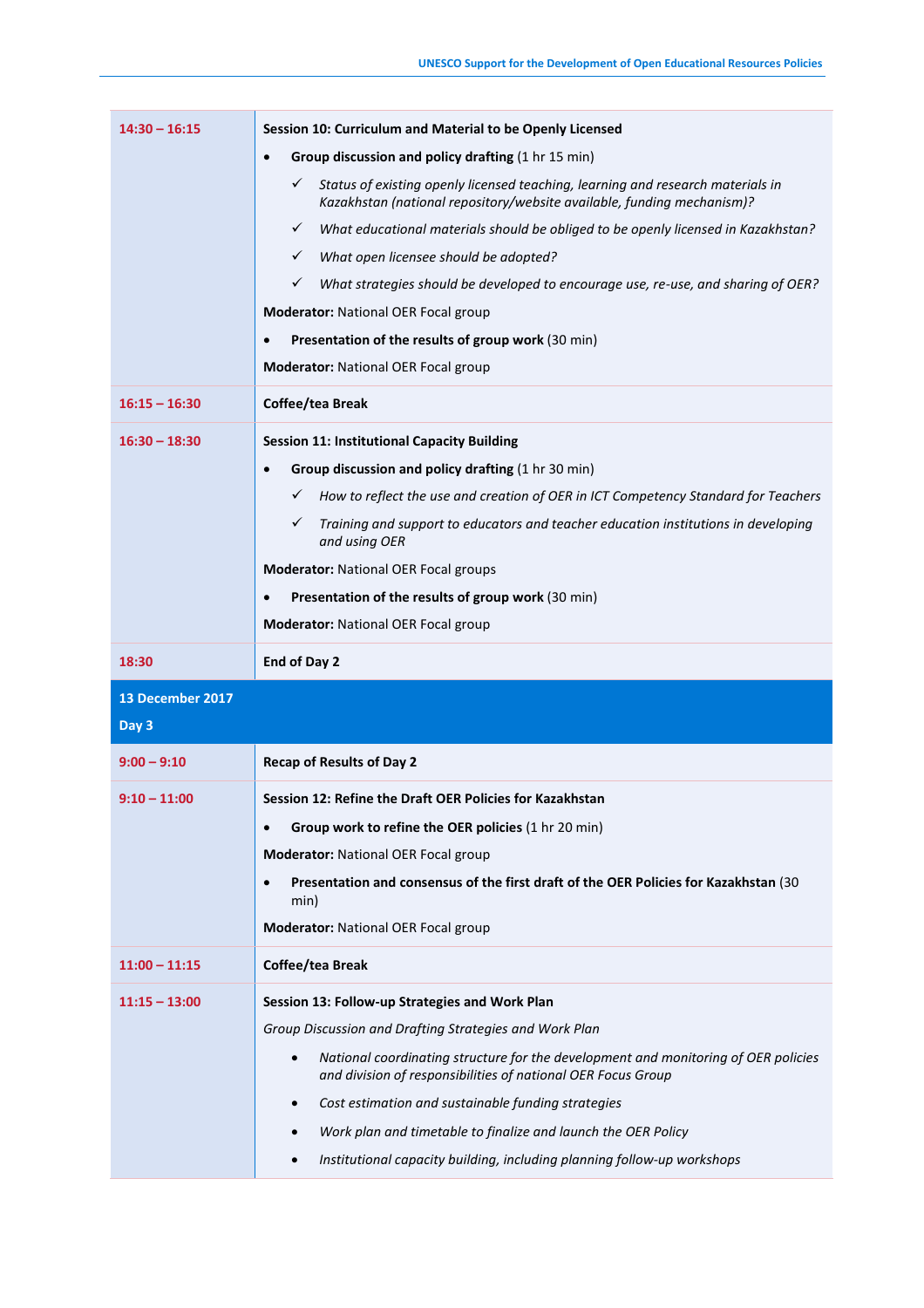| | |
|---|---|
| **14:30 – 16:15** | **Session 10: Curriculum and Material to be Openly Licensed**<br>• **Group discussion and policy drafting** (1 hr 15 min)<br>✓ *Status of existing openly licensed teaching, learning and research materials in Kazakhstan (national repository/website available, funding mechanism)?*<br>✓ *What educational materials should be obliged to be openly licensed in Kazakhstan?*<br>✓ *What open licensee should be adopted?*<br>✓ *What strategies should be developed to encourage use, re-use, and sharing of OER?*<br>**Moderator:** National OER Focal group<br>• **Presentation of the results of group work** (30 min)<br>**Moderator:** National OER Focal group |
| **16:15 – 16:30** | **Coffee/tea Break** |
| **16:30 – 18:30** | **Session 11: Institutional Capacity Building**<br>• **Group discussion and policy drafting** (1 hr 30 min)<br>✓ *How to reflect the use and creation of OER in ICT Competency Standard for Teachers*<br>✓ *Training and support to educators and teacher education institutions in developing and using OER*<br>**Moderator:** National OER Focal groups<br>• **Presentation of the results of group work** (30 min)<br>**Moderator:** National OER Focal group |
| **18:30** | **End of Day 2** |
| **13 December 2017**<br>**Day 3** | |
| **9:00 – 9:10** | **Recap of Results of Day 2** |
| **9:10 – 11:00** | **Session 12: Refine the Draft OER Policies for Kazakhstan**<br>• **Group work to refine the OER policies** (1 hr 20 min)<br>**Moderator:** National OER Focal group<br>• **Presentation and consensus of the first draft of the OER Policies for Kazakhstan** (30 min)<br>**Moderator:** National OER Focal group |
| **11:00 – 11:15** | **Coffee/tea Break** |
| **11:15 – 13:00** | **Session 13: Follow-up Strategies and Work Plan**<br>*Group Discussion and Drafting Strategies and Work Plan*<br>• *National coordinating structure for the development and monitoring of OER policies and division of responsibilities of national OER Focus Group*<br>• *Cost estimation and sustainable funding strategies*<br>• *Work plan and timetable to finalize and launch the OER Policy*<br>• *Institutional capacity building, including planning follow-up workshops* |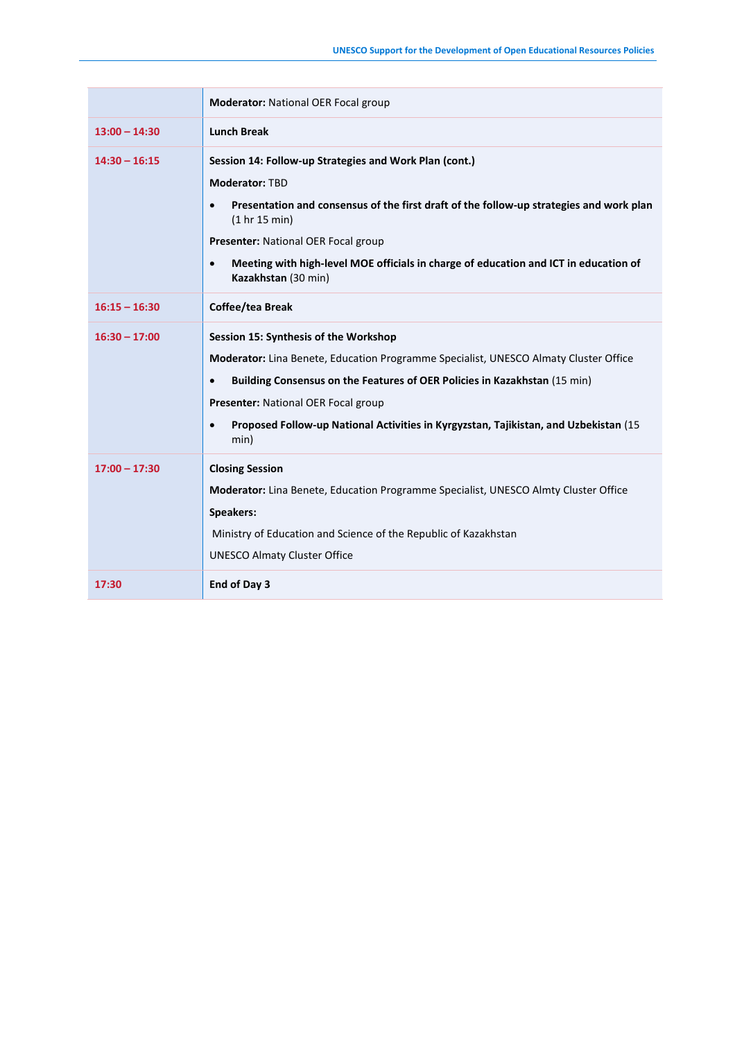| | |
|---|---|
| | **Moderator:** National OER Focal group |
| 13:00 – 14:30 | **Lunch Break** |
| 14:30 – 16:15 | **Session 14: Follow-up Strategies and Work Plan (cont.)**<br>**Moderator:** TBD<br>• **Presentation and consensus of the first draft of the follow-up strategies and work plan** (1 hr 15 min)<br>**Presenter:** National OER Focal group<br>• **Meeting with high-level MOE officials in charge of education and ICT in education of Kazakhstan** (30 min) |
| 16:15 – 16:30 | **Coffee/tea Break** |
| 16:30 – 17:00 | **Session 15: Synthesis of the Workshop**<br>**Moderator:** Lina Benete, Education Programme Specialist, UNESCO Almaty Cluster Office<br>• **Building Consensus on the Features of OER Policies in Kazakhstan** (15 min)<br>**Presenter:** National OER Focal group<br>• **Proposed Follow-up National Activities in Kyrgyzstan, Tajikistan, and Uzbekistan** (15 min) |
| 17:00 – 17:30 | **Closing Session**<br>**Moderator:** Lina Benete, Education Programme Specialist, UNESCO Almty Cluster Office<br>**Speakers:**<br>Ministry of Education and Science of the Republic of Kazakhstan<br>UNESCO Almaty Cluster Office |
| 17:30 | **End of Day 3** |